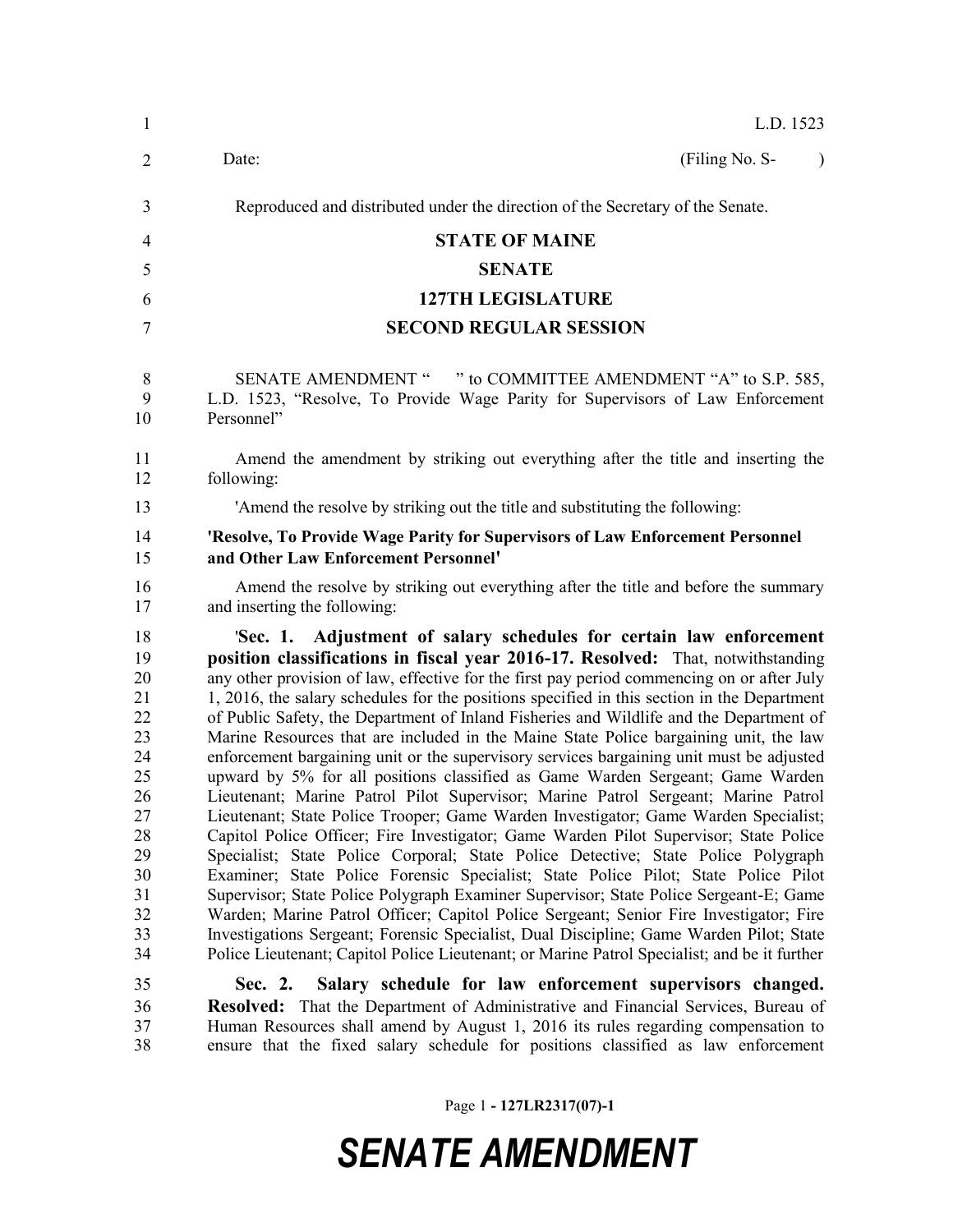L.D. 1523

Date: (Filing No. S- )

Reproduced and distributed under the direction of the Secretary of the Senate.

# STATE OF MAINE

## SENATE

## 127TH LEGISLATURE

## SECOND REGULAR SESSION

SENATE AMENDMENT " " to COMMITTEE AMENDMENT "A" to S.P. 585, L.D. 1523, "Resolve, To Provide Wage Parity for Supervisors of Law Enforcement Personnel"

Amend the amendment by striking out everything after the title and inserting the following:

'Amend the resolve by striking out the title and substituting the following:

**'Resolve, To Provide Wage Parity for Supervisors of Law Enforcement Personnel and Other Law Enforcement Personnel'**

Amend the resolve by striking out everything after the title and before the summary and inserting the following:

'**Sec. 1. Adjustment of salary schedules for certain law enforcement position classifications in fiscal year 2016-17. Resolved:** That, notwithstanding any other provision of law, effective for the first pay period commencing on or after July 1, 2016, the salary schedules for the positions specified in this section in the Department of Public Safety, the Department of Inland Fisheries and Wildlife and the Department of Marine Resources that are included in the Maine State Police bargaining unit, the law enforcement bargaining unit or the supervisory services bargaining unit must be adjusted upward by 5% for all positions classified as Game Warden Sergeant; Game Warden Lieutenant; Marine Patrol Pilot Supervisor; Marine Patrol Sergeant; Marine Patrol Lieutenant; State Police Trooper; Game Warden Investigator; Game Warden Specialist; Capitol Police Officer; Fire Investigator; Game Warden Pilot Supervisor; State Police Specialist; State Police Corporal; State Police Detective; State Police Polygraph Examiner; State Police Forensic Specialist; State Police Pilot; State Police Pilot Supervisor; State Police Polygraph Examiner Supervisor; State Police Sergeant-E; Game Warden; Marine Patrol Officer; Capitol Police Sergeant; Senior Fire Investigator; Fire Investigations Sergeant; Forensic Specialist, Dual Discipline; Game Warden Pilot; State Police Lieutenant; Capitol Police Lieutenant; or Marine Patrol Specialist; and be it further

**Sec. 2. Salary schedule for law enforcement supervisors changed. Resolved:** That the Department of Administrative and Financial Services, Bureau of Human Resources shall amend by August 1, 2016 its rules regarding compensation to ensure that the fixed salary schedule for positions classified as law enforcement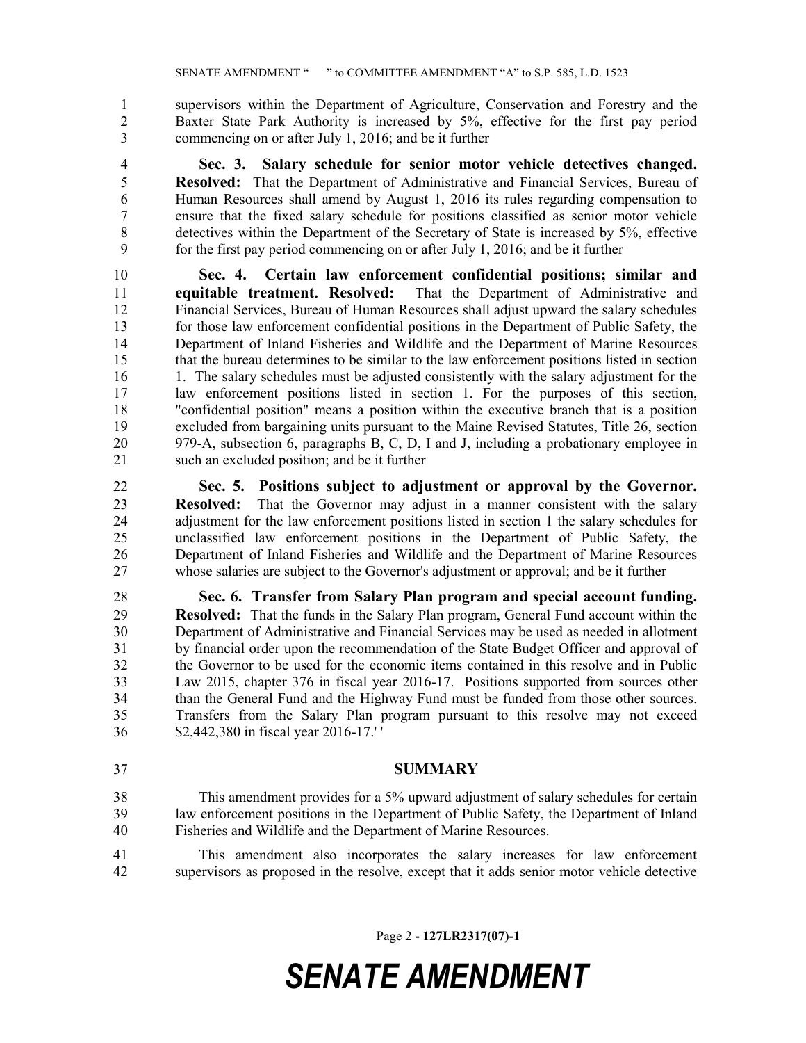supervisors within the Department of Agriculture, Conservation and Forestry and the Baxter State Park Authority is increased by 5%, effective for the first pay period commencing on or after July 1, 2016; and be it further

**Sec. 3. Salary schedule for senior motor vehicle detectives changed. Resolved:** That the Department of Administrative and Financial Services, Bureau of Human Resources shall amend by August 1, 2016 its rules regarding compensation to ensure that the fixed salary schedule for positions classified as senior motor vehicle detectives within the Department of the Secretary of State is increased by 5%, effective for the first pay period commencing on or after July 1, 2016; and be it further

**Sec. 4. Certain law enforcement confidential positions; similar and equitable treatment. Resolved:** That the Department of Administrative and Financial Services, Bureau of Human Resources shall adjust upward the salary schedules for those law enforcement confidential positions in the Department of Public Safety, the Department of Inland Fisheries and Wildlife and the Department of Marine Resources that the bureau determines to be similar to the law enforcement positions listed in section 1. The salary schedules must be adjusted consistently with the salary adjustment for the law enforcement positions listed in section 1. For the purposes of this section, "confidential position" means a position within the executive branch that is a position excluded from bargaining units pursuant to the Maine Revised Statutes, Title 26, section 979-A, subsection 6, paragraphs B, C, D, I and J, including a probationary employee in such an excluded position; and be it further

**Sec. 5. Positions subject to adjustment or approval by the Governor. Resolved:** That the Governor may adjust in a manner consistent with the salary adjustment for the law enforcement positions listed in section 1 the salary schedules for unclassified law enforcement positions in the Department of Public Safety, the Department of Inland Fisheries and Wildlife and the Department of Marine Resources whose salaries are subject to the Governor's adjustment or approval; and be it further

**Sec. 6. Transfer from Salary Plan program and special account funding. Resolved:** That the funds in the Salary Plan program, General Fund account within the Department of Administrative and Financial Services may be used as needed in allotment by financial order upon the recommendation of the State Budget Officer and approval of the Governor to be used for the economic items contained in this resolve and in Public Law 2015, chapter 376 in fiscal year 2016-17. Positions supported from sources other than the General Fund and the Highway Fund must be funded from those other sources. Transfers from the Salary Plan program pursuant to this resolve may not exceed $2,442,380 in fiscal year 2016-17.' '

## SUMMARY

This amendment provides for a 5% upward adjustment of salary schedules for certain law enforcement positions in the Department of Public Safety, the Department of Inland Fisheries and Wildlife and the Department of Marine Resources.

This amendment also incorporates the salary increases for law enforcement supervisors as proposed in the resolve, except that it adds senior motor vehicle detective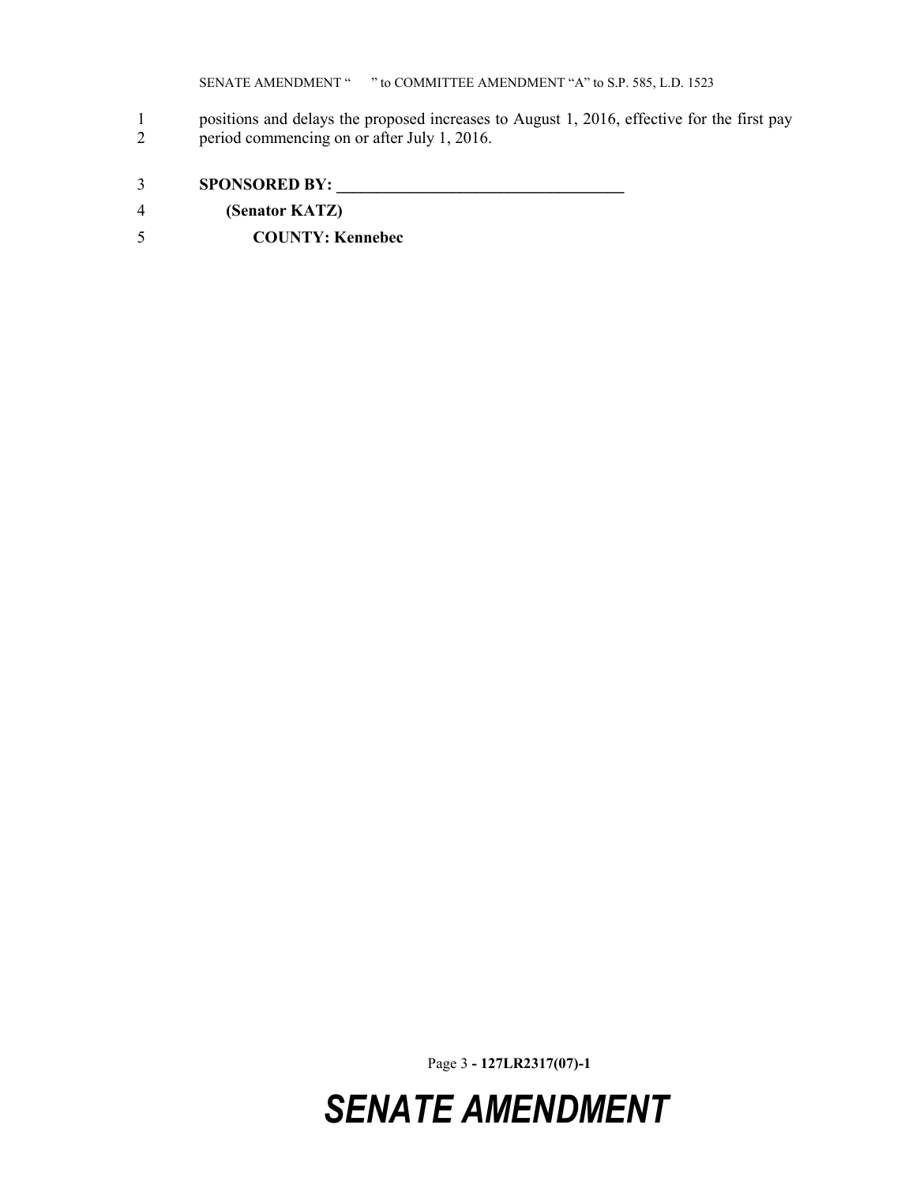positions and delays the proposed increases to August 1, 2016, effective for the first pay period commencing on or after July 1, 2016.

**SPONSORED BY: ____________________________________**

**(Senator KATZ)**

**COUNTY: Kennebec**

Page 3 **- 127LR2317(07)-1**

***SENATE AMENDMENT***